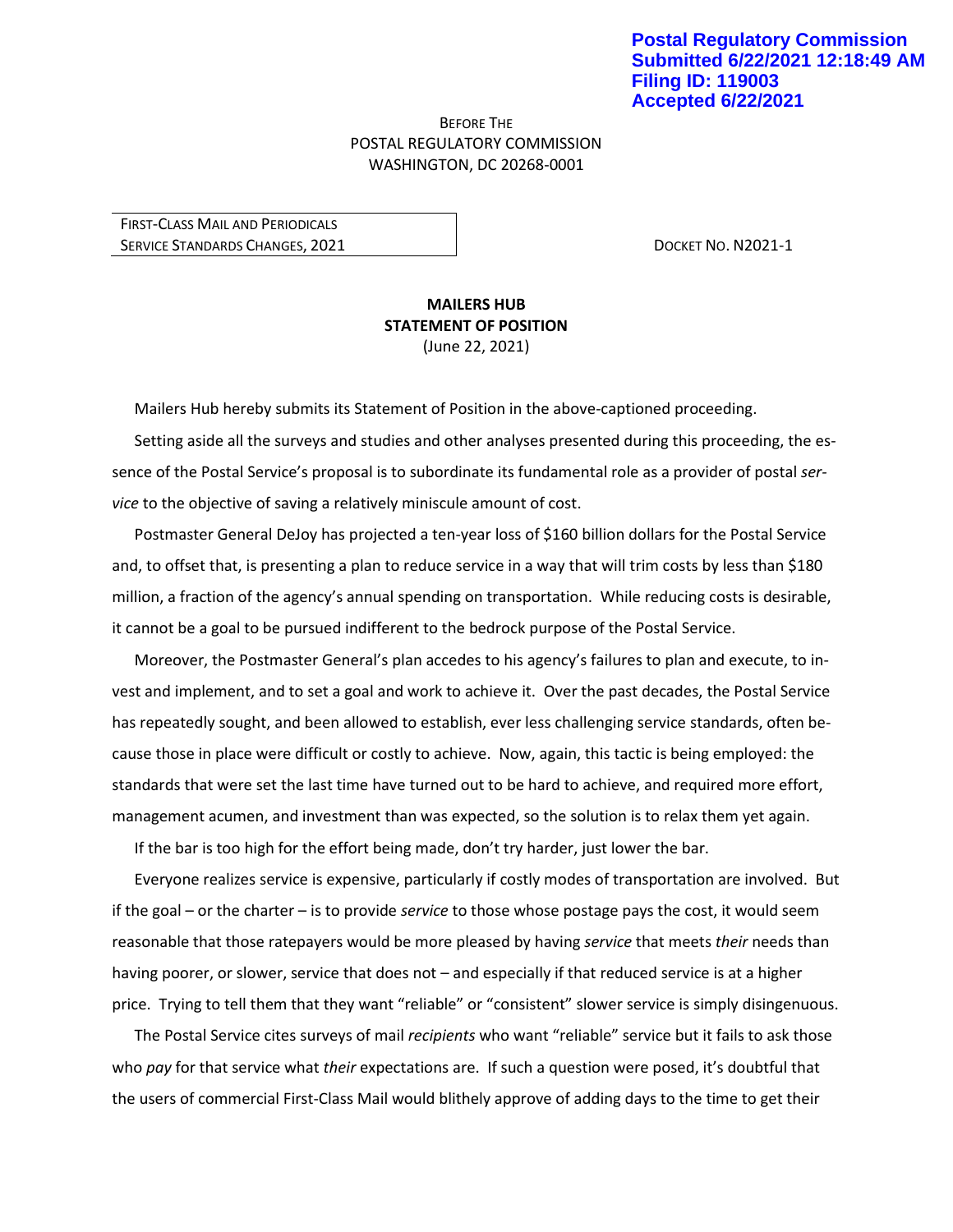Postal Regulatory Commission
Submitted 6/22/2021 12:18:49 AM
Filing ID: 119003
Accepted 6/22/2021

BEFORE THE
POSTAL REGULATORY COMMISSION
WASHINGTON, DC 20268-0001

| FIRST-CLASS MAIL AND PERIODICALS SERVICE STANDARDS CHANGES, 2021 | DOCKET NO. N2021-1 |
|---|---|

**MAILERS HUB**
**STATEMENT OF POSITION**
(June 22, 2021)

Mailers Hub hereby submits its Statement of Position in the above-captioned proceeding.

Setting aside all the surveys and studies and other analyses presented during this proceeding, the essence of the Postal Service's proposal is to subordinate its fundamental role as a provider of postal *service* to the objective of saving a relatively miniscule amount of cost.

Postmaster General DeJoy has projected a ten-year loss of $160 billion dollars for the Postal Service and, to offset that, is presenting a plan to reduce service in a way that will trim costs by less than $180 million, a fraction of the agency's annual spending on transportation. While reducing costs is desirable, it cannot be a goal to be pursued indifferent to the bedrock purpose of the Postal Service.

Moreover, the Postmaster General's plan accedes to his agency's failures to plan and execute, to invest and implement, and to set a goal and work to achieve it. Over the past decades, the Postal Service has repeatedly sought, and been allowed to establish, ever less challenging service standards, often because those in place were difficult or costly to achieve. Now, again, this tactic is being employed: the standards that were set the last time have turned out to be hard to achieve, and required more effort, management acumen, and investment than was expected, so the solution is to relax them yet again.

If the bar is too high for the effort being made, don't try harder, just lower the bar.

Everyone realizes service is expensive, particularly if costly modes of transportation are involved. But if the goal – or the charter – is to provide *service* to those whose postage pays the cost, it would seem reasonable that those ratepayers would be more pleased by having *service* that meets *their* needs than having poorer, or slower, service that does not – and especially if that reduced service is at a higher price. Trying to tell them that they want "reliable" or "consistent" slower service is simply disingenuous.

The Postal Service cites surveys of mail *recipients* who want "reliable" service but it fails to ask those who *pay* for that service what *their* expectations are. If such a question were posed, it's doubtful that the users of commercial First-Class Mail would blithely approve of adding days to the time to get their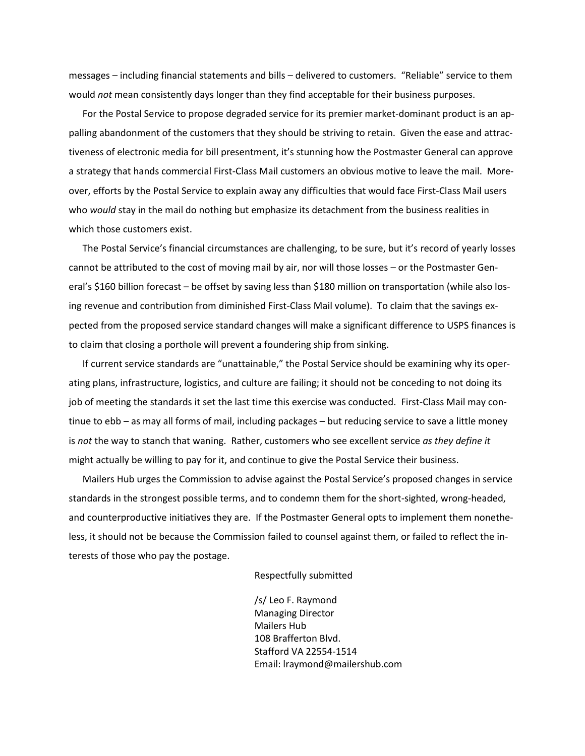messages – including financial statements and bills – delivered to customers. "Reliable" service to them would *not* mean consistently days longer than they find acceptable for their business purposes.

For the Postal Service to propose degraded service for its premier market-dominant product is an appalling abandonment of the customers that they should be striving to retain. Given the ease and attractiveness of electronic media for bill presentment, it's stunning how the Postmaster General can approve a strategy that hands commercial First-Class Mail customers an obvious motive to leave the mail. Moreover, efforts by the Postal Service to explain away any difficulties that would face First-Class Mail users who *would* stay in the mail do nothing but emphasize its detachment from the business realities in which those customers exist.

The Postal Service's financial circumstances are challenging, to be sure, but it's record of yearly losses cannot be attributed to the cost of moving mail by air, nor will those losses – or the Postmaster General's $160 billion forecast – be offset by saving less than $180 million on transportation (while also losing revenue and contribution from diminished First-Class Mail volume). To claim that the savings expected from the proposed service standard changes will make a significant difference to USPS finances is to claim that closing a porthole will prevent a foundering ship from sinking.

If current service standards are "unattainable," the Postal Service should be examining why its operating plans, infrastructure, logistics, and culture are failing; it should not be conceding to not doing its job of meeting the standards it set the last time this exercise was conducted. First-Class Mail may continue to ebb – as may all forms of mail, including packages – but reducing service to save a little money is *not* the way to stanch that waning. Rather, customers who see excellent service *as they define it* might actually be willing to pay for it, and continue to give the Postal Service their business.

Mailers Hub urges the Commission to advise against the Postal Service's proposed changes in service standards in the strongest possible terms, and to condemn them for the short-sighted, wrong-headed, and counterproductive initiatives they are. If the Postmaster General opts to implement them nonetheless, it should not be because the Commission failed to counsel against them, or failed to reflect the interests of those who pay the postage.

Respectfully submitted

/s/ Leo F. Raymond
Managing Director
Mailers Hub
108 Brafferton Blvd.
Stafford VA 22554-1514
Email: lraymond@mailershub.com